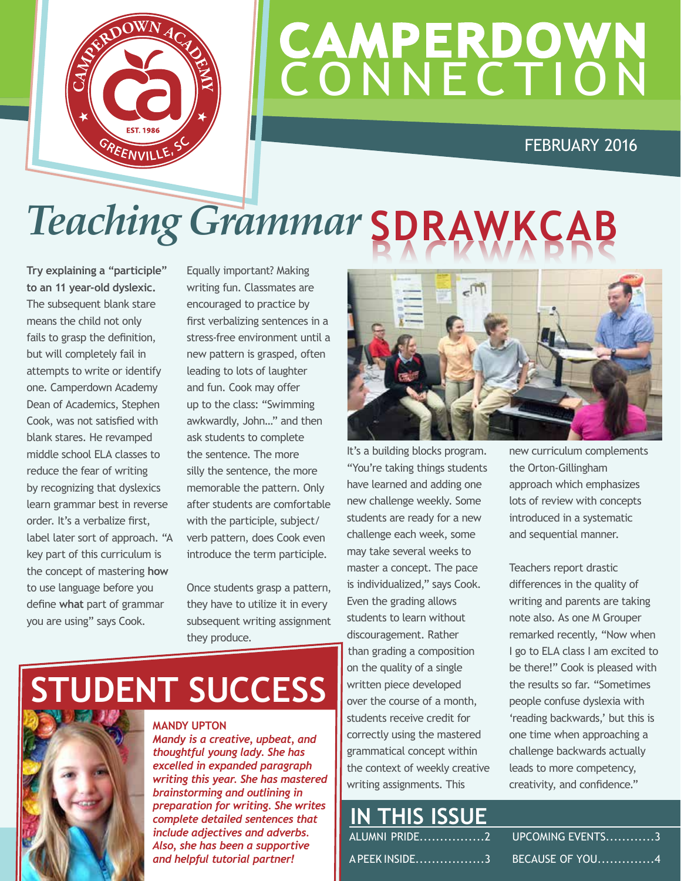# CAMPERDOWN CONNECTION

FEBRUARY 2016

# *Teaching Grammar* SDRAWKCAB

**Try explaining a "participle" to an 11 year-old dyslexic.** The subsequent blank stare means the child not only fails to grasp the definition, but will completely fail in attempts to write or identify one. Camperdown Academy Dean of Academics, Stephen Cook, was not satisfied with blank stares. He revamped middle school ELA classes to reduce the fear of writing by recognizing that dyslexics learn grammar best in reverse order. It's a verbalize first, label later sort of approach. "A key part of this curriculum is the concept of mastering **how** to use language before you define **what** part of grammar you are using" says Cook.

Equally important? Making writing fun. Classmates are encouraged to practice by first verbalizing sentences in a stress-free environment until a new pattern is grasped, often leading to lots of laughter and fun. Cook may offer up to the class: "Swimming awkwardly, John…" and then ask students to complete the sentence. The more silly the sentence, the more memorable the pattern. Only after students are comfortable with the participle, subject/verb pattern, does Cook even introduce the term participle.

Once students grasp a pattern, they have to utilize it in every subsequent writing assignment they produce.

It's a building blocks program. "You're taking things students have learned and adding one new challenge weekly. Some students are ready for a new challenge each week, some may take several weeks to master a concept. The pace is individualized," says Cook. Even the grading allows students to learn without discouragement. Rather than grading a composition on the quality of a single written piece developed over the course of a month, students receive credit for correctly using the mastered grammatical concept within the context of weekly creative writing assignments. This new curriculum complements the Orton-Gillingham approach which emphasizes lots of review with concepts introduced in a systematic and sequential manner.

Teachers report drastic differences in the quality of writing and parents are taking note also. As one M Grouper remarked recently, "Now when I go to ELA class I am excited to be there!" Cook is pleased with the results so far. "Sometimes people confuse dyslexia with 'reading backwards,' but this is one time when approaching a challenge backwards actually leads to more competency, creativity, and confidence."

## STUDENT SUCCESS

**MANDY UPTON**

***Mandy is a creative, upbeat, and thoughtful young lady. She has excelled in expanded paragraph writing this year. She has mastered brainstorming and outlining in preparation for writing. She writes complete detailed sentences that include adjectives and adverbs. Also, she has been a supportive and helpful tutorial partner!***

## IN THIS ISSUE

ALUMNI PRIDE................2

A PEEK INSIDE.................3

UPCOMING EVENTS............3

BECAUSE OF YOU..............4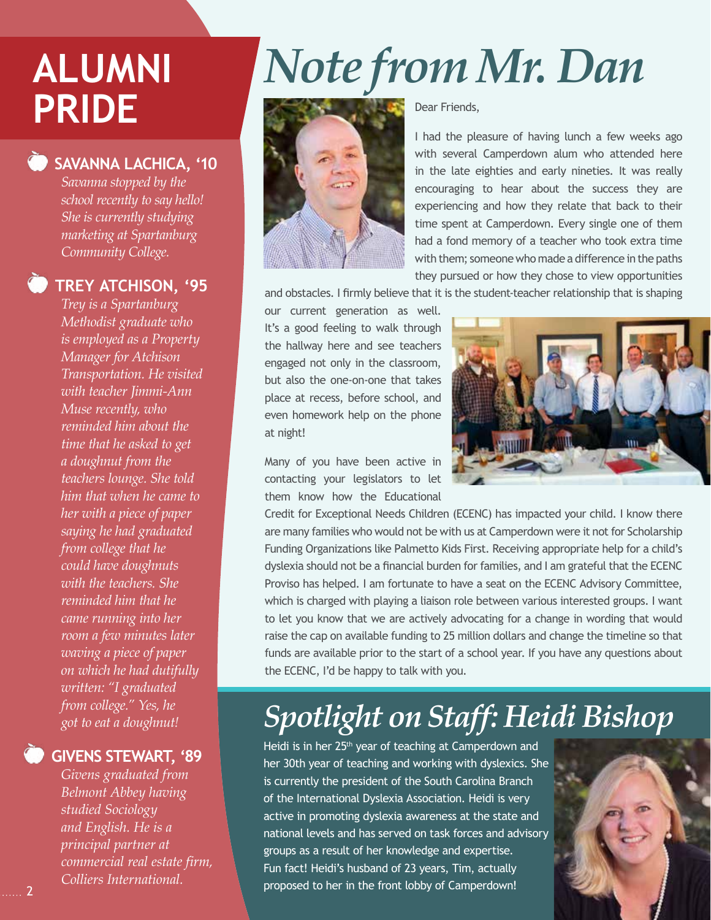# ALUMNI PRIDE

### SAVANNA LACHICA, '10

*Savanna stopped by the school recently to say hello! She is currently studying marketing at Spartanburg Community College.*

### TREY ATCHISON, '95

*Trey is a Spartanburg Methodist graduate who is employed as a Property Manager for Atchison Transportation. He visited with teacher Jimmi-Ann Muse recently, who reminded him about the time that he asked to get a doughnut from the teachers lounge. She told him that when he came to her with a piece of paper saying he had graduated from college that he could have doughnuts with the teachers. She reminded him that he came running into her room a few minutes later waving a piece of paper on which he had dutifully written: "I graduated from college." Yes, he got to eat a doughnut!*

### GIVENS STEWART, '89

*Givens graduated from Belmont Abbey having studied Sociology and English. He is a principal partner at commercial real estate firm, Colliers International.*

# Note from Mr. Dan

Dear Friends,

I had the pleasure of having lunch a few weeks ago with several Camperdown alum who attended here in the late eighties and early nineties. It was really encouraging to hear about the success they are experiencing and how they relate that back to their time spent at Camperdown. Every single one of them had a fond memory of a teacher who took extra time with them; someone who made a difference in the paths they pursued or how they chose to view opportunities and obstacles. I firmly believe that it is the student-teacher relationship that is shaping our current generation as well. It's a good feeling to walk through the hallway here and see teachers engaged not only in the classroom, but also the one-on-one that takes place at recess, before school, and even homework help on the phone at night!

Many of you have been active in contacting your legislators to let them know how the Educational Credit for Exceptional Needs Children (ECENC) has impacted your child. I know there are many families who would not be with us at Camperdown were it not for Scholarship Funding Organizations like Palmetto Kids First. Receiving appropriate help for a child's dyslexia should not be a financial burden for families, and I am grateful that the ECENC Proviso has helped. I am fortunate to have a seat on the ECENC Advisory Committee, which is charged with playing a liaison role between various interested groups. I want to let you know that we are actively advocating for a change in wording that would raise the cap on available funding to 25 million dollars and change the timeline so that funds are available prior to the start of a school year. If you have any questions about the ECENC, I'd be happy to talk with you.

# Spotlight on Staff: Heidi Bishop

Heidi is in her 25th year of teaching at Camperdown and her 30th year of teaching and working with dyslexics. She is currently the president of the South Carolina Branch of the International Dyslexia Association. Heidi is very active in promoting dyslexia awareness at the state and national levels and has served on task forces and advisory groups as a result of her knowledge and expertise. Fun fact! Heidi's husband of 23 years, Tim, actually proposed to her in the front lobby of Camperdown!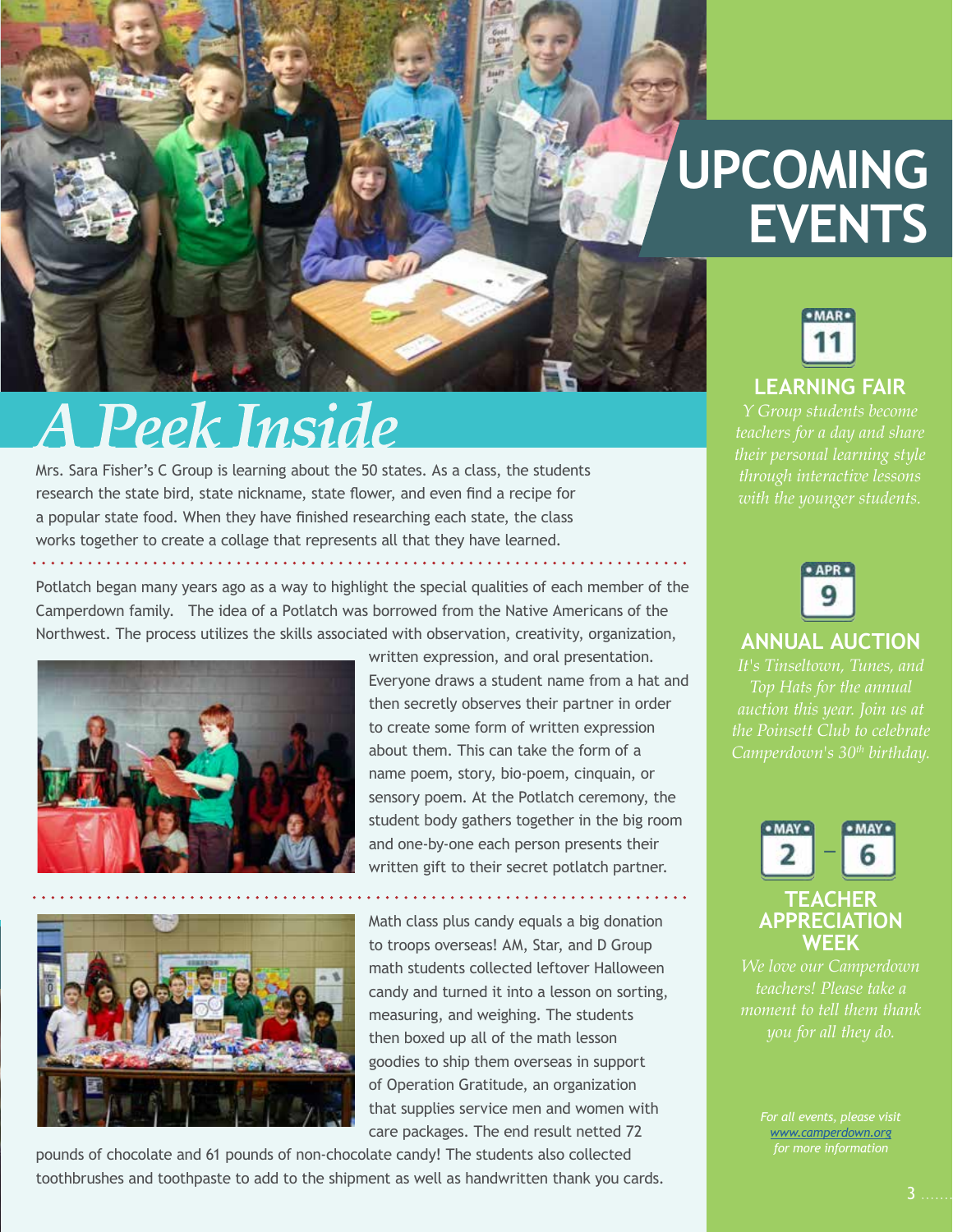# A Peek Inside

Mrs. Sara Fisher's C Group is learning about the 50 states. As a class, the students research the state bird, state nickname, state flower, and even find a recipe for a popular state food. When they have finished researching each state, the class works together to create a collage that represents all that they have learned.

Potlatch began many years ago as a way to highlight the special qualities of each member of the Camperdown family. The idea of a Potlatch was borrowed from the Native Americans of the Northwest. The process utilizes the skills associated with observation, creativity, organization, written expression, and oral presentation. Everyone draws a student name from a hat and then secretly observes their partner in order to create some form of written expression about them. This can take the form of a name poem, story, bio-poem, cinquain, or sensory poem. At the Potlatch ceremony, the student body gathers together in the big room and one-by-one each person presents their written gift to their secret potlatch partner.

Math class plus candy equals a big donation to troops overseas! AM, Star, and D Group math students collected leftover Halloween candy and turned it into a lesson on sorting, measuring, and weighing. The students then boxed up all of the math lesson goodies to ship them overseas in support of Operation Gratitude, an organization that supplies service men and women with care packages. The end result netted 72 pounds of chocolate and 61 pounds of non-chocolate candy! The students also collected toothbrushes and toothpaste to add to the shipment as well as handwritten thank you cards.

# UPCOMING EVENTS

**MAR 11**

## LEARNING FAIR

*Y Group students become teachers for a day and share their personal learning style through interactive lessons with the younger students.*

**APR 9**

## ANNUAL AUCTION

*It's Tinseltown, Tunes, and Top Hats for the annual auction this year. Join us at the Poinsett Club to celebrate Camperdown's 30th birthday.*

**MAY 2 – MAY 6**

## TEACHER APPRECIATION WEEK

*We love our Camperdown teachers! Please take a moment to tell them thank you for all they do.*

*For all events, please visit www.camperdown.org for more information*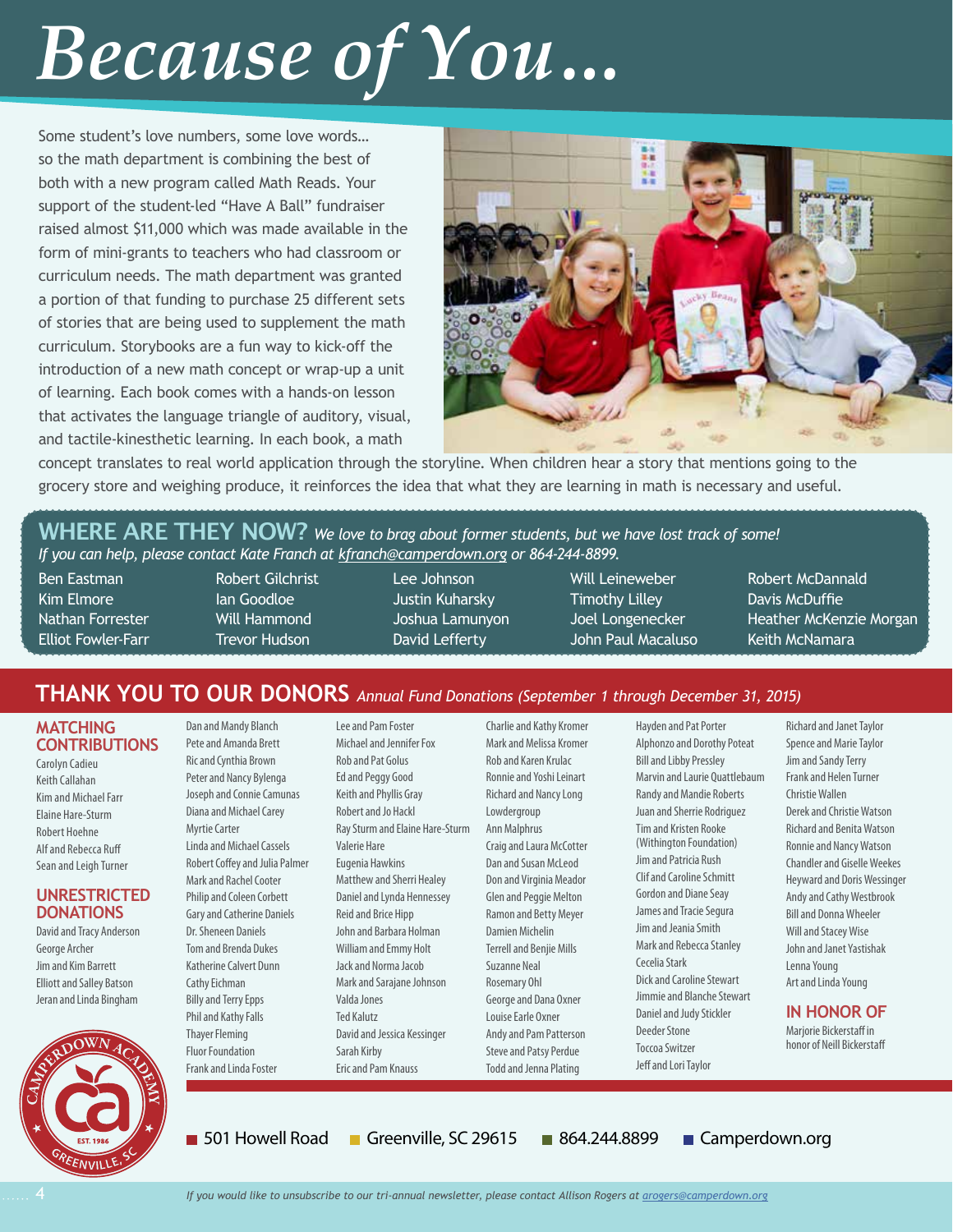# Because of You…

Some student's love numbers, some love words… so the math department is combining the best of both with a new program called Math Reads. Your support of the student-led "Have A Ball" fundraiser raised almost $11,000 which was made available in the form of mini-grants to teachers who had classroom or curriculum needs. The math department was granted a portion of that funding to purchase 25 different sets of stories that are being used to supplement the math curriculum. Storybooks are a fun way to kick-off the introduction of a new math concept or wrap-up a unit of learning. Each book comes with a hands-on lesson that activates the language triangle of auditory, visual, and tactile-kinesthetic learning. In each book, a math concept translates to real world application through the storyline. When children hear a story that mentions going to the grocery store and weighing produce, it reinforces the idea that what they are learning in math is necessary and useful.

## WHERE ARE THEY NOW? *We love to brag about former students, but we have lost track of some!*

*If you can help, please contact Kate Franch at kfranch@camperdown.org or 864-244-8899.*

Ben Eastman
Kim Elmore
Nathan Forrester
Elliot Fowler-Farr
Robert Gilchrist
Ian Goodloe
Will Hammond
Trevor Hudson
Lee Johnson
Justin Kuharsky
Joshua Lamunyon
David Lefferty
Will Leineweber
Timothy Lilley
Joel Longenecker
John Paul Macaluso
Robert McDannald
Davis McDuffie
Heather McKenzie Morgan
Keith McNamara

## THANK YOU TO OUR DONORS *Annual Fund Donations (September 1 through December 31, 2015)*

### MATCHING CONTRIBUTIONS

Carolyn Cadieu
Keith Callahan
Kim and Michael Farr
Elaine Hare-Sturm
Robert Hoehne
Alf and Rebecca Ruff
Sean and Leigh Turner

### UNRESTRICTED DONATIONS

David and Tracy Anderson
George Archer
Jim and Kim Barrett
Elliott and Salley Batson
Jeran and Linda Bingham
Dan and Mandy Blanch
Pete and Amanda Brett
Ric and Cynthia Brown
Peter and Nancy Bylenga
Joseph and Connie Camunas
Diana and Michael Carey
Myrtie Carter
Linda and Michael Cassels
Robert Coffey and Julia Palmer
Mark and Rachel Cooter
Philip and Coleen Corbett
Gary and Catherine Daniels
Dr. Sheneen Daniels
Tom and Brenda Dukes
Katherine Calvert Dunn
Cathy Eichman
Billy and Terry Epps
Phil and Kathy Falls
Thayer Fleming
Fluor Foundation
Frank and Linda Foster
Lee and Pam Foster
Michael and Jennifer Fox
Rob and Pat Golus
Ed and Peggy Good
Keith and Phyllis Gray
Robert and Jo Hackl
Ray Sturm and Elaine Hare-Sturm
Valerie Hare
Eugenia Hawkins
Matthew and Sherri Healey
Daniel and Lynda Hennessey
Reid and Brice Hipp
John and Barbara Holman
William and Emmy Holt
Jack and Norma Jacob
Mark and Sarajane Johnson
Valda Jones
Ted Kalutz
David and Jessica Kessinger
Sarah Kirby
Eric and Pam Knauss
Charlie and Kathy Kromer
Mark and Melissa Kromer
Rob and Karen Krulac
Ronnie and Yoshi Leinart
Richard and Nancy Long
Lowdergroup
Ann Malphrus
Craig and Laura McCotter
Dan and Susan McLeod
Don and Virginia Meador
Glen and Peggie Melton
Ramon and Betty Meyer
Damien Michelin
Terrell and Benjie Mills
Suzanne Neal
Rosemary Ohl
George and Dana Oxner
Louise Earle Oxner
Andy and Pam Patterson
Steve and Patsy Perdue
Todd and Jenna Plating
Hayden and Pat Porter
Alphonzo and Dorothy Poteat
Bill and Libby Pressley
Marvin and Laurie Quattlebaum
Randy and Mandie Roberts
Juan and Sherrie Rodriguez
Tim and Kristen Rooke (Withington Foundation)
Jim and Patricia Rush
Clif and Caroline Schmitt
Gordon and Diane Seay
James and Tracie Segura
Jim and Jeania Smith
Mark and Rebecca Stanley
Cecelia Stark
Dick and Caroline Stewart
Jimmie and Blanche Stewart
Daniel and Judy Stickler
Deeder Stone
Toccoa Switzer
Jeff and Lori Taylor
Richard and Janet Taylor
Spence and Marie Taylor
Jim and Sandy Terry
Frank and Helen Turner
Christie Wallen
Derek and Christie Watson
Richard and Benita Watson
Ronnie and Nancy Watson
Chandler and Giselle Weekes
Heyward and Doris Wessinger
Andy and Cathy Westbrook
Bill and Donna Wheeler
Will and Stacey Wise
John and Janet Yastishak
Lenna Young
Art and Linda Young

### IN HONOR OF

Marjorie Bickerstaff in honor of Neill Bickerstaff

501 Howell Road ■ Greenville, SC 29615 ■ 864.244.8899 ■ Camperdown.org

*If you would like to unsubscribe to our tri-annual newsletter, please contact Allison Rogers at arogers@camperdown.org*